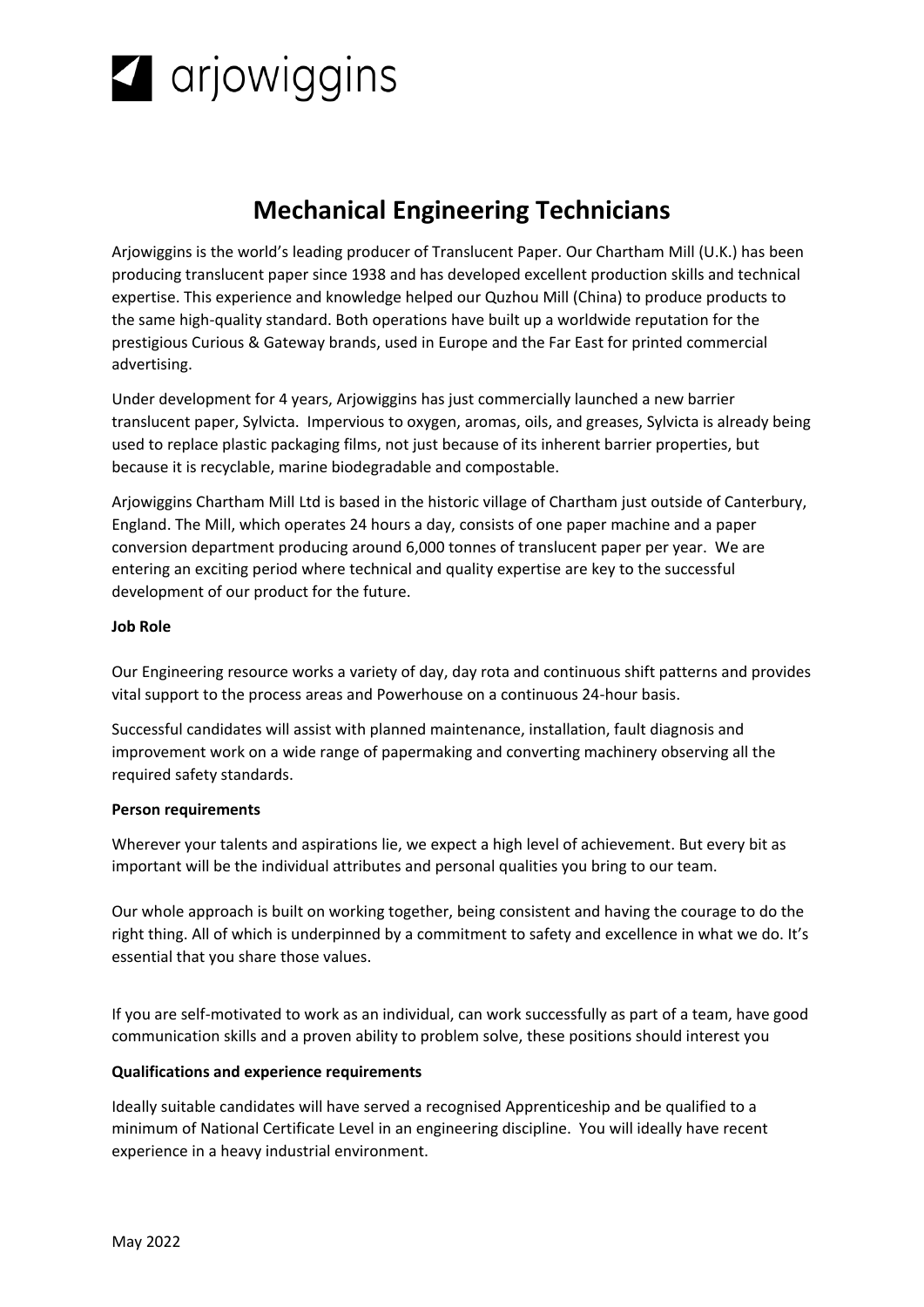arjowiggins

# Mechanical Engineering Technicians

Arjowiggins is the world's leading producer of Translucent Paper. Our Chartham Mill (U.K.) has been producing translucent paper since 1938 and has developed excellent production skills and technical expertise. This experience and knowledge helped our Quzhou Mill (China) to produce products to the same high-quality standard. Both operations have built up a worldwide reputation for the prestigious Curious & Gateway brands, used in Europe and the Far East for printed commercial advertising.

Under development for 4 years, Arjowiggins has just commercially launched a new barrier translucent paper, Sylvicta. Impervious to oxygen, aromas, oils, and greases, Sylvicta is already being used to replace plastic packaging films, not just because of its inherent barrier properties, but because it is recyclable, marine biodegradable and compostable.

Arjowiggins Chartham Mill Ltd is based in the historic village of Chartham just outside of Canterbury, England. The Mill, which operates 24 hours a day, consists of one paper machine and a paper conversion department producing around 6,000 tonnes of translucent paper per year. We are entering an exciting period where technical and quality expertise are key to the successful development of our product for the future.

**Job Role**

Our Engineering resource works a variety of day, day rota and continuous shift patterns and provides vital support to the process areas and Powerhouse on a continuous 24-hour basis.

Successful candidates will assist with planned maintenance, installation, fault diagnosis and improvement work on a wide range of papermaking and converting machinery observing all the required safety standards.

**Person requirements**

Wherever your talents and aspirations lie, we expect a high level of achievement. But every bit as important will be the individual attributes and personal qualities you bring to our team.

Our whole approach is built on working together, being consistent and having the courage to do the right thing. All of which is underpinned by a commitment to safety and excellence in what we do. It's essential that you share those values.

If you are self-motivated to work as an individual, can work successfully as part of a team, have good communication skills and a proven ability to problem solve, these positions should interest you

**Qualifications and experience requirements**

Ideally suitable candidates will have served a recognised Apprenticeship and be qualified to a minimum of National Certificate Level in an engineering discipline. You will ideally have recent experience in a heavy industrial environment.

May 2022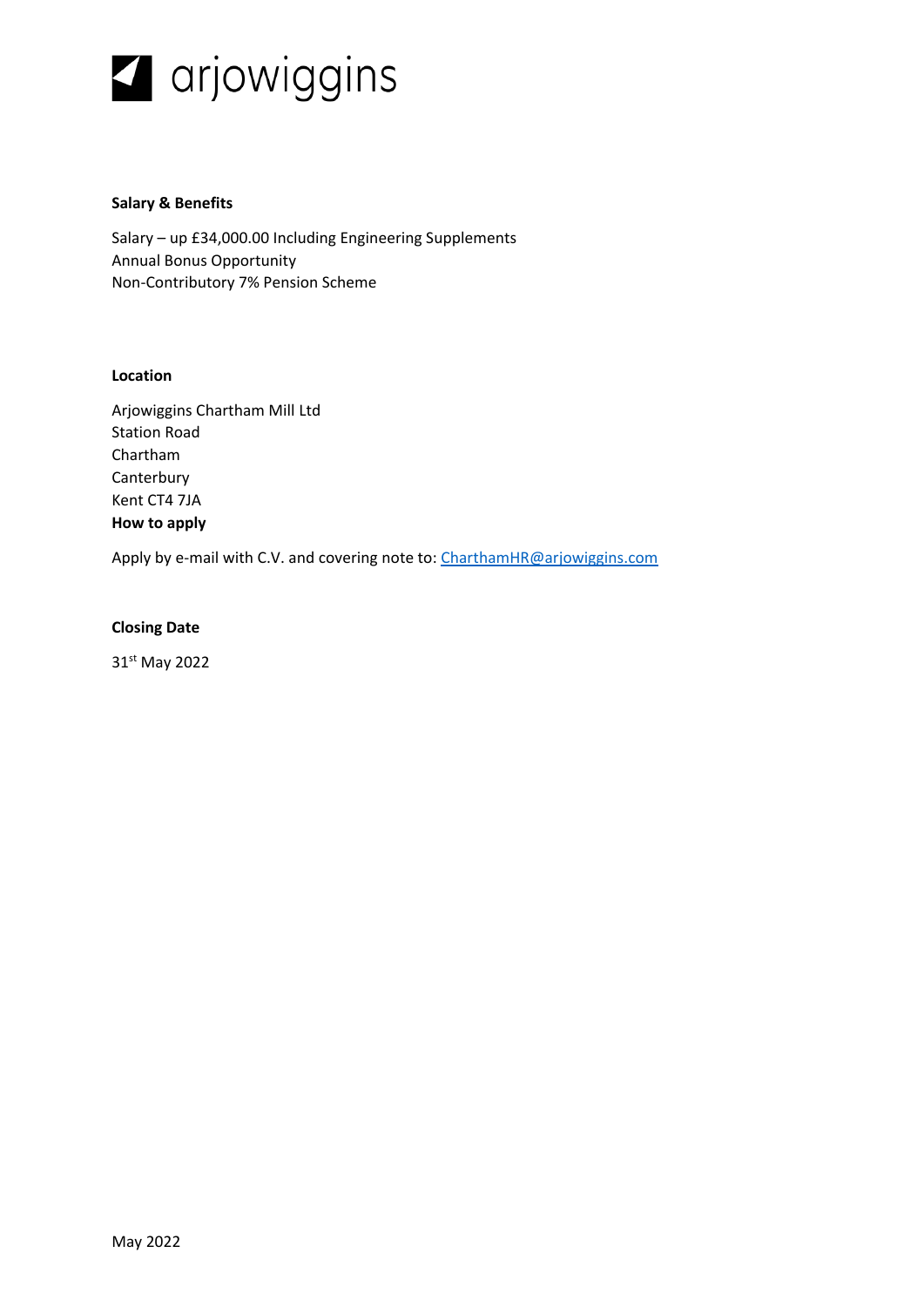arjowiggins

**Salary & Benefits**

Salary – up £34,000.00 Including Engineering Supplements
Annual Bonus Opportunity
Non-Contributory 7% Pension Scheme

**Location**

Arjowiggins Chartham Mill Ltd
Station Road
Chartham
Canterbury
Kent CT4 7JA

**How to apply**

Apply by e-mail with C.V. and covering note to: ChathamHR@arjowiggins.com

**Closing Date**

31st May 2022

May 2022